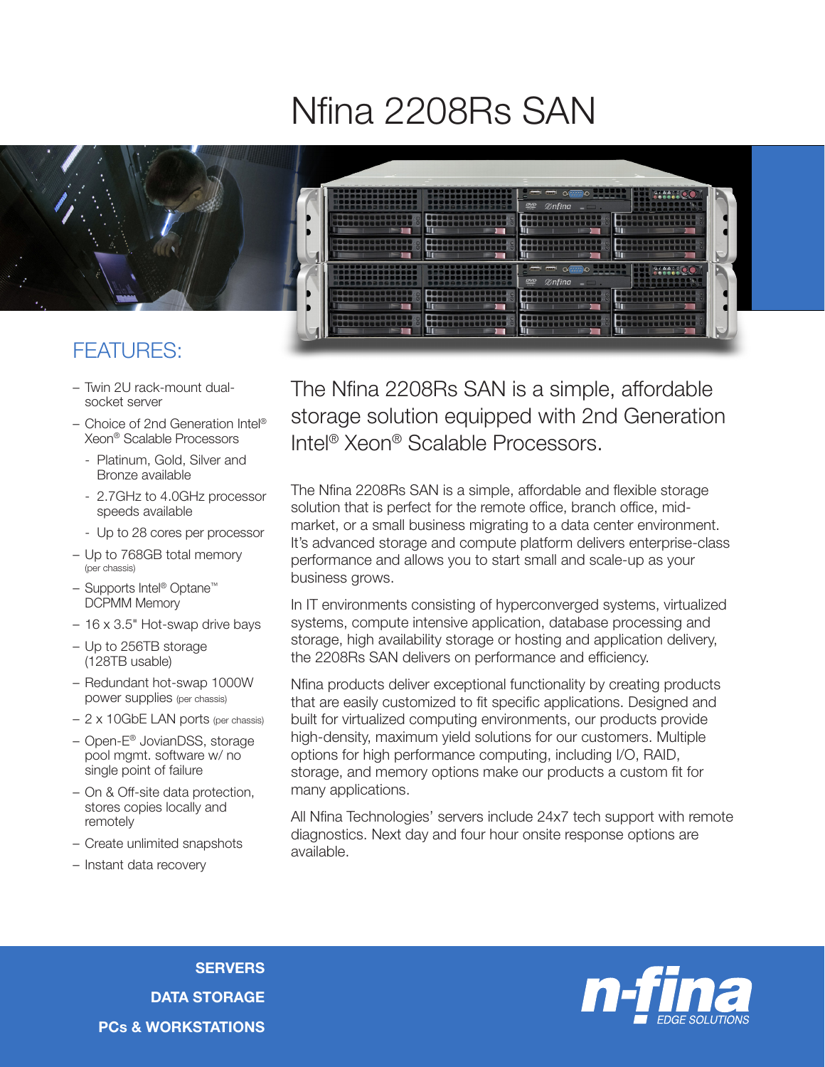# Nfina 2208Rs SAN

## FEATURES:

- Twin 2U rack-mount dual-socket server
- Choice of 2nd Generation Intel® Xeon® Scalable Processors
  - Platinum, Gold, Silver and Bronze available
  - 2.7GHz to 4.0GHz processor speeds available
  - Up to 28 cores per processor
- Up to 768GB total memory (per chassis)
- Supports Intel® Optane™ DCPMM Memory
- 16 x 3.5" Hot-swap drive bays
- Up to 256TB storage (128TB usable)
- Redundant hot-swap 1000W power supplies (per chassis)
- 2 x 10GbE LAN ports (per chassis)
- Open-E® JovianDSS, storage pool mgmt. software w/ no single point of failure
- On & Off-site data protection, stores copies locally and remotely
- Create unlimited snapshots
- Instant data recovery

## The Nfina 2208Rs SAN is a simple, affordable storage solution equipped with 2nd Generation Intel® Xeon® Scalable Processors.

The Nfina 2208Rs SAN is a simple, affordable and flexible storage solution that is perfect for the remote office, branch office, mid-market, or a small business migrating to a data center environment. It's advanced storage and compute platform delivers enterprise-class performance and allows you to start small and scale-up as your business grows.

In IT environments consisting of hyperconverged systems, virtualized systems, compute intensive application, database processing and storage, high availability storage or hosting and application delivery, the 2208Rs SAN delivers on performance and efficiency.

Nfina products deliver exceptional functionality by creating products that are easily customized to fit specific applications. Designed and built for virtualized computing environments, our products provide high-density, maximum yield solutions for our customers. Multiple options for high performance computing, including I/O, RAID, storage, and memory options make our products a custom fit for many applications.

All Nfina Technologies' servers include 24x7 tech support with remote diagnostics. Next day and four hour onsite response options are available.

**SERVERS**

**DATA STORAGE**

**PCs & WORKSTATIONS**

n-fina EDGE SOLUTIONS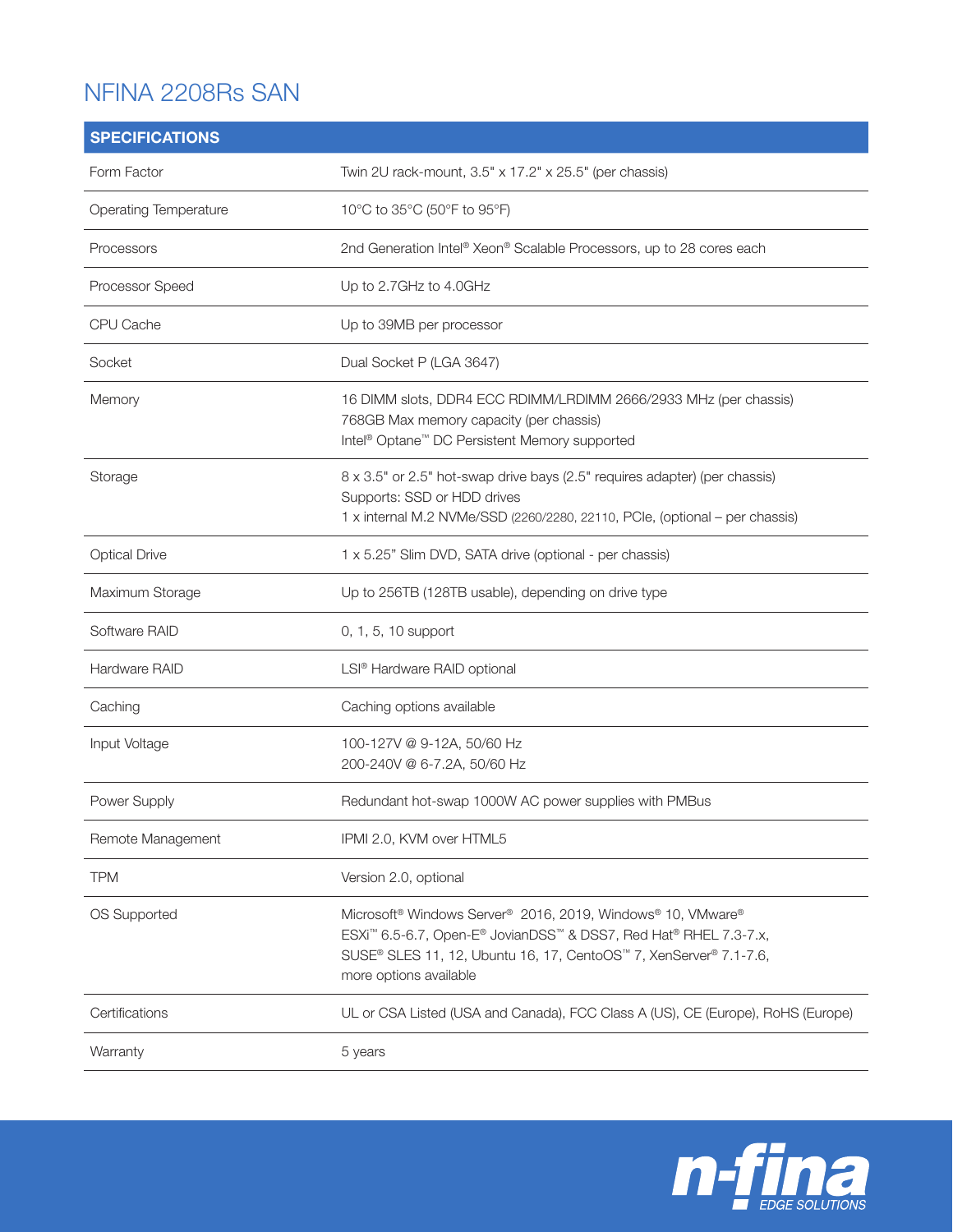# NFINA 2208Rs SAN

| SPECIFICATIONS | |
|---|---|
| Form Factor | Twin 2U rack-mount, 3.5" x 17.2" x 25.5" (per chassis) |
| Operating Temperature | 10°C to 35°C (50°F to 95°F) |
| Processors | 2nd Generation Intel® Xeon® Scalable Processors, up to 28 cores each |
| Processor Speed | Up to 2.7GHz to 4.0GHz |
| CPU Cache | Up to 39MB per processor |
| Socket | Dual Socket P (LGA 3647) |
| Memory | 16 DIMM slots, DDR4 ECC RDIMM/LRDIMM 2666/2933 MHz (per chassis)<br>768GB Max memory capacity (per chassis)<br>Intel® Optane™ DC Persistent Memory supported |
| Storage | 8 x 3.5" or 2.5" hot-swap drive bays (2.5" requires adapter) (per chassis)<br>Supports: SSD or HDD drives<br>1 x internal M.2 NVMe/SSD (2260/2280, 22110, PCIe, (optional – per chassis) |
| Optical Drive | 1 x 5.25" Slim DVD, SATA drive (optional - per chassis) |
| Maximum Storage | Up to 256TB (128TB usable), depending on drive type |
| Software RAID | 0, 1, 5, 10 support |
| Hardware RAID | LSI® Hardware RAID optional |
| Caching | Caching options available |
| Input Voltage | 100-127V @ 9-12A, 50/60 Hz<br>200-240V @ 6-7.2A, 50/60 Hz |
| Power Supply | Redundant hot-swap 1000W AC power supplies with PMBus |
| Remote Management | IPMI 2.0, KVM over HTML5 |
| TPM | Version 2.0, optional |
| OS Supported | Microsoft® Windows Server® 2016, 2019, Windows® 10, VMware® ESXi™ 6.5-6.7, Open-E® JovianDSS™ & DSS7, Red Hat® RHEL 7.3-7.x, SUSE® SLES 11, 12, Ubuntu 16, 17, CentoOS™ 7, XenServer® 7.1-7.6, more options available |
| Certifications | UL or CSA Listed (USA and Canada), FCC Class A (US), CE (Europe), RoHS (Europe) |
| Warranty | 5 years |

n-fina EDGE SOLUTIONS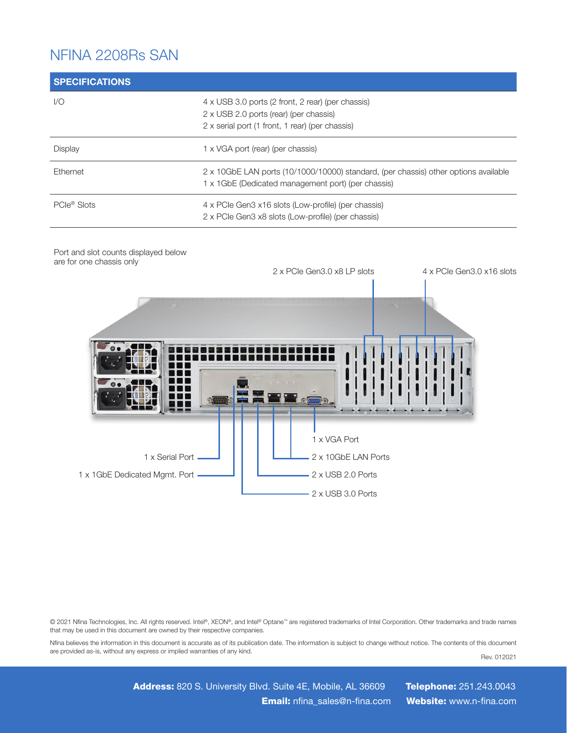# NFINA 2208Rs SAN

| SPECIFICATIONS | |
|---|---|
| I/O | 4 x USB 3.0 ports (2 front, 2 rear) (per chassis)<br>2 x USB 2.0 ports (rear) (per chassis)<br>2 x serial port (1 front, 1 rear) (per chassis) |
| Display | 1 x VGA port (rear) (per chassis) |
| Ethernet | 2 x 10GbE LAN ports (10/1000/10000) standard, (per chassis) other options available<br>1 x 1GbE (Dedicated management port) (per chassis) |
| PCIe® Slots | 4 x PCIe Gen3 x16 slots (Low-profile) (per chassis)<br>2 x PCIe Gen3 x8 slots (Low-profile) (per chassis) |

Port and slot counts displayed below are for one chassis only

2 x PCIe Gen3.0 x8 LP slots

4 x PCIe Gen3.0 x16 slots

1 x VGA Port

1 x Serial Port

2 x 10GbE LAN Ports

1 x 1GbE Dedicated Mgmt. Port

2 x USB 2.0 Ports

2 x USB 3.0 Ports

© 2021 Nfina Technologies, Inc. All rights reserved. Intel®, XEON®, and Intel® Optane™ are registered trademarks of Intel Corporation. Other trademarks and trade names that may be used in this document are owned by their respective companies.

Nfina believes the information in this document is accurate as of its publication date. The information is subject to change without notice. The contents of this document are provided as-is, without any express or implied warranties of any kind.

Rev. 012021

**Address:** 820 S. University Blvd. Suite 4E, Mobile, AL 36609 **Telephone:** 251.243.0043
**Email:** nfina_sales@n-fina.com **Website:** www.n-fina.com